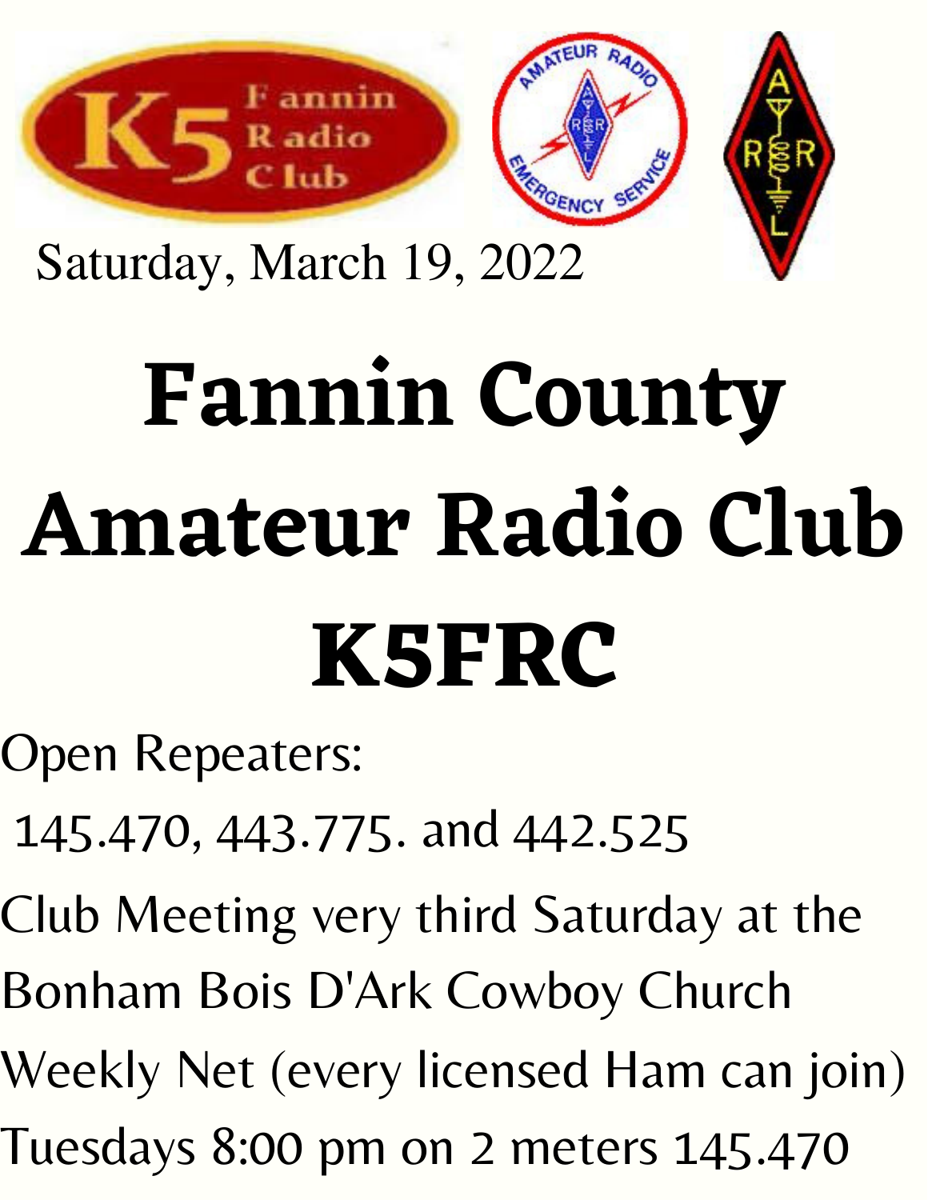Saturday, March 19, 2022

# Fannin County Amateur Radio Club K5FRC

Open Repeaters:

145.470, 443.775. and 442.525

Club Meeting very third Saturday at the Bonham Bois D'Ark Cowboy Church

Weekly Net (every licensed Ham can join) Tuesdays 8:00 pm on 2 meters 145.470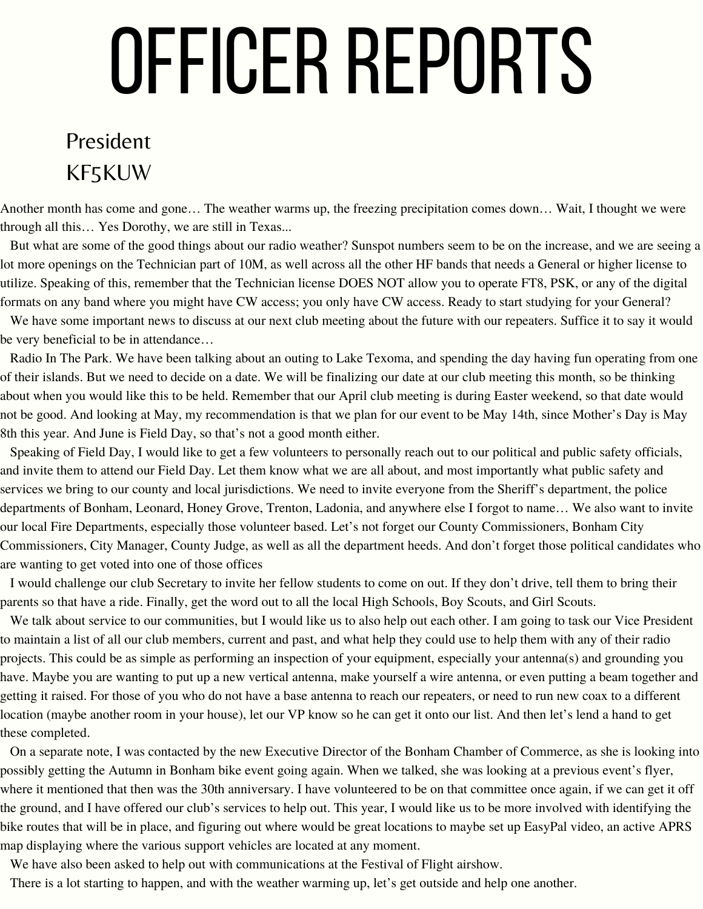# OFFICER REPORTS

## President
## KF5KUW

Another month has come and gone… The weather warms up, the freezing precipitation comes down… Wait, I thought we were through all this… Yes Dorothy, we are still in Texas...

But what are some of the good things about our radio weather? Sunspot numbers seem to be on the increase, and we are seeing a lot more openings on the Technician part of 10M, as well across all the other HF bands that needs a General or higher license to utilize. Speaking of this, remember that the Technician license DOES NOT allow you to operate FT8, PSK, or any of the digital formats on any band where you might have CW access; you only have CW access. Ready to start studying for your General?

We have some important news to discuss at our next club meeting about the future with our repeaters. Suffice it to say it would be very beneficial to be in attendance…

Radio In The Park. We have been talking about an outing to Lake Texoma, and spending the day having fun operating from one of their islands. But we need to decide on a date. We will be finalizing our date at our club meeting this month, so be thinking about when you would like this to be held. Remember that our April club meeting is during Easter weekend, so that date would not be good. And looking at May, my recommendation is that we plan for our event to be May 14th, since Mother's Day is May 8th this year. And June is Field Day, so that's not a good month either.

Speaking of Field Day, I would like to get a few volunteers to personally reach out to our political and public safety officials, and invite them to attend our Field Day. Let them know what we are all about, and most importantly what public safety and services we bring to our county and local jurisdictions. We need to invite everyone from the Sheriff's department, the police departments of Bonham, Leonard, Honey Grove, Trenton, Ladonia, and anywhere else I forgot to name… We also want to invite our local Fire Departments, especially those volunteer based. Let's not forget our County Commissioners, Bonham City Commissioners, City Manager, County Judge, as well as all the department heeds. And don't forget those political candidates who are wanting to get voted into one of those offices

I would challenge our club Secretary to invite her fellow students to come on out. If they don't drive, tell them to bring their parents so that have a ride. Finally, get the word out to all the local High Schools, Boy Scouts, and Girl Scouts.

We talk about service to our communities, but I would like us to also help out each other. I am going to task our Vice President to maintain a list of all our club members, current and past, and what help they could use to help them with any of their radio projects. This could be as simple as performing an inspection of your equipment, especially your antenna(s) and grounding you have. Maybe you are wanting to put up a new vertical antenna, make yourself a wire antenna, or even putting a beam together and getting it raised. For those of you who do not have a base antenna to reach our repeaters, or need to run new coax to a different location (maybe another room in your house), let our VP know so he can get it onto our list. And then let's lend a hand to get these completed.

On a separate note, I was contacted by the new Executive Director of the Bonham Chamber of Commerce, as she is looking into possibly getting the Autumn in Bonham bike event going again. When we talked, she was looking at a previous event's flyer, where it mentioned that then was the 30th anniversary. I have volunteered to be on that committee once again, if we can get it off the ground, and I have offered our club's services to help out. This year, I would like us to be more involved with identifying the bike routes that will be in place, and figuring out where would be great locations to maybe set up EasyPal video, an active APRS map displaying where the various support vehicles are located at any moment.

We have also been asked to help out with communications at the Festival of Flight airshow.

There is a lot starting to happen, and with the weather warming up, let's get outside and help one another.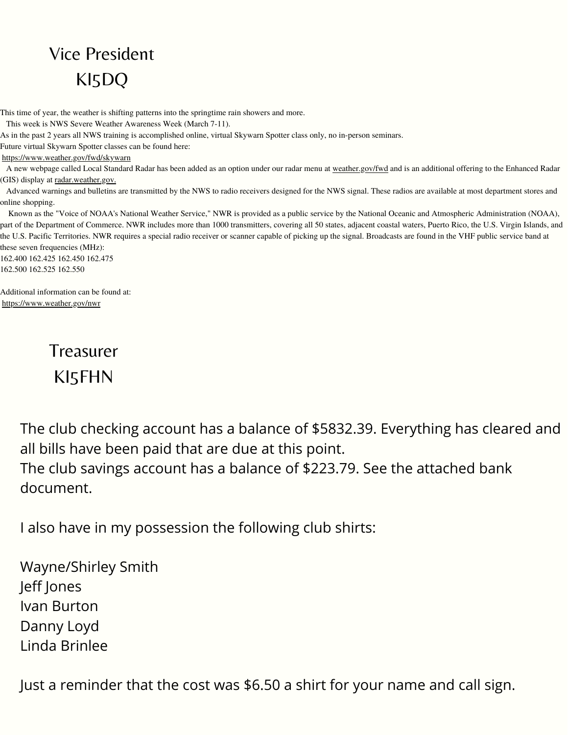## Vice President

## KI5DQ

This time of year, the weather is shifting patterns into the springtime rain showers and more.

This week is NWS Severe Weather Awareness Week (March 7-11).

As in the past 2 years all NWS training is accomplished online, virtual Skywarn Spotter class only, no in-person seminars.

Future virtual Skywarn Spotter classes can be found here:

https://www.weather.gov/fwd/skywarn

A new webpage called Local Standard Radar has been added as an option under our radar menu at weather.gov/fwd and is an additional offering to the Enhanced Radar (GIS) display at radar.weather.gov.

Advanced warnings and bulletins are transmitted by the NWS to radio receivers designed for the NWS signal. These radios are available at most department stores and online shopping.

Known as the "Voice of NOAA's National Weather Service," NWR is provided as a public service by the National Oceanic and Atmospheric Administration (NOAA), part of the Department of Commerce. NWR includes more than 1000 transmitters, covering all 50 states, adjacent coastal waters, Puerto Rico, the U.S. Virgin Islands, and the U.S. Pacific Territories. NWR requires a special radio receiver or scanner capable of picking up the signal. Broadcasts are found in the VHF public service band at these seven frequencies (MHz):

162.400 162.425 162.450 162.475
162.500 162.525 162.550

Additional information can be found at:

https://www.weather.gov/nwr

## Treasurer

## KI5FHN

The club checking account has a balance of $5832.39. Everything has cleared and all bills have been paid that are due at this point.

The club savings account has a balance of $223.79. See the attached bank document.

I also have in my possession the following club shirts:

Wayne/Shirley Smith
Jeff Jones
Ivan Burton
Danny Loyd
Linda Brinlee

Just a reminder that the cost was $6.50 a shirt for your name and call sign.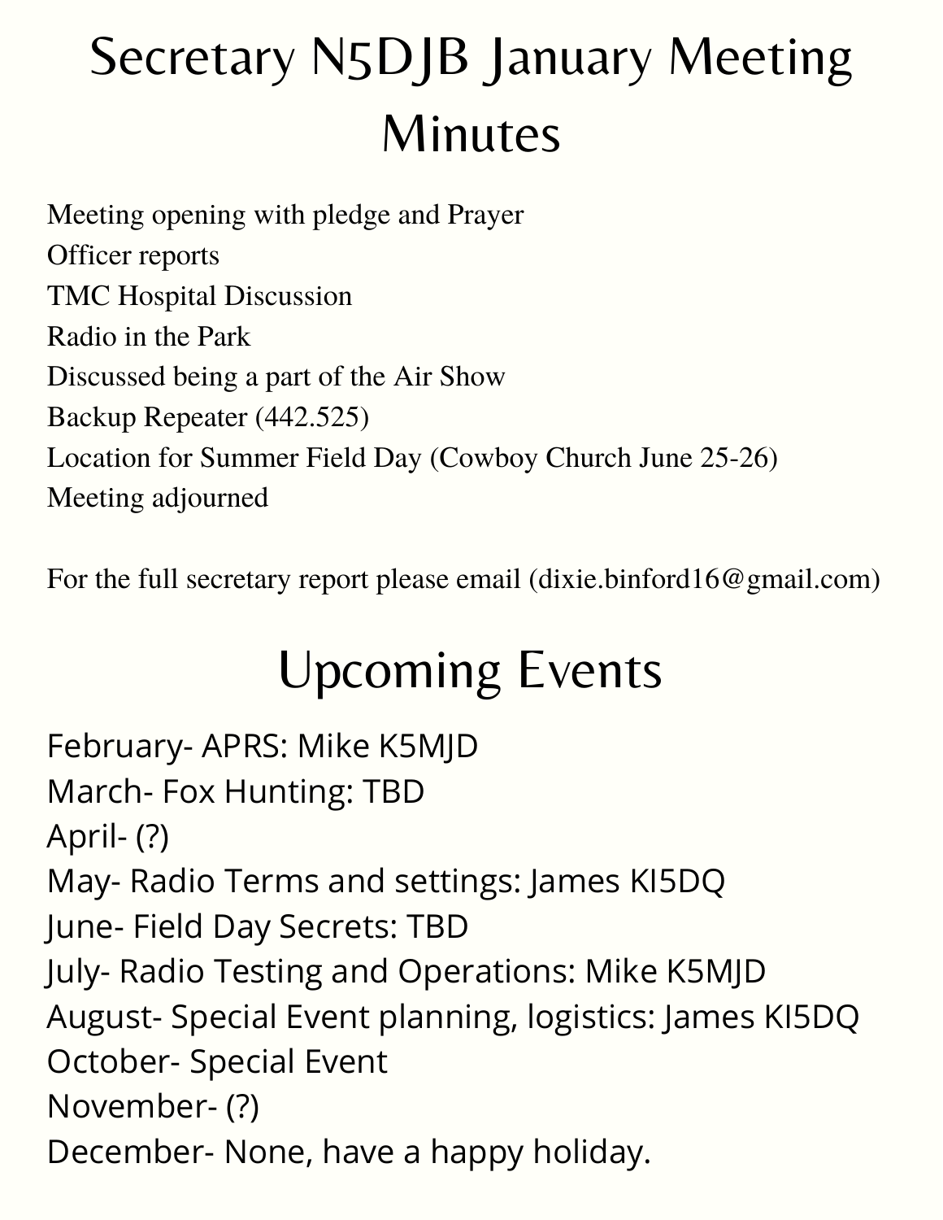# Secretary N5DJB January Meeting Minutes

Meeting opening with pledge and Prayer
Officer reports
TMC Hospital Discussion
Radio in the Park
Discussed being a part of the Air Show
Backup Repeater (442.525)
Location for Summer Field Day (Cowboy Church June 25-26)
Meeting adjourned

For the full secretary report please email (dixie.binford16@gmail.com)

# Upcoming Events

February- APRS: Mike K5MJD
March- Fox Hunting: TBD
April- (?)
May- Radio Terms and settings: James KI5DQ
June- Field Day Secrets: TBD
July- Radio Testing and Operations: Mike K5MJD
August- Special Event planning, logistics: James KI5DQ
October- Special Event
November- (?)
December- None, have a happy holiday.